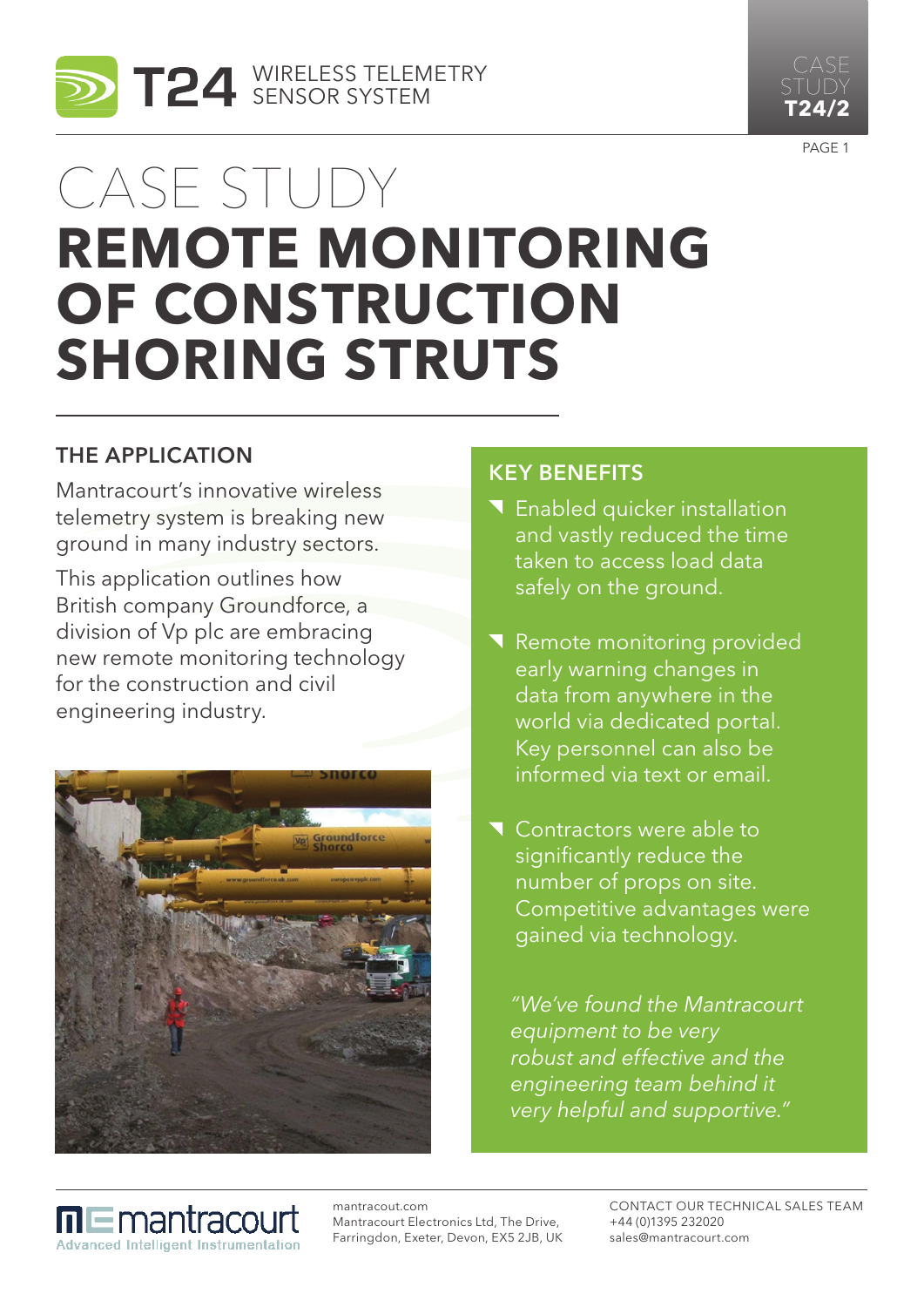T24 WIRELESS TELEMETRY SENSOR SYSTEM

CASE STUDY **T24/2**

# CASE STUDY
# REMOTE MONITORING OF CONSTRUCTION SHORING STRUTS

## THE APPLICATION

Mantracourt's innovative wireless telemetry system is breaking new ground in many industry sectors.

This application outlines how British company Groundforce, a division of Vp plc are embracing new remote monitoring technology for the construction and civil engineering industry.

## KEY BENEFITS

- Enabled quicker installation and vastly reduced the time taken to access load data safely on the ground.
- Remote monitoring provided early warning changes in data from anywhere in the world via dedicated portal. Key personnel can also be informed via text or email.
- Contractors were able to significantly reduce the number of props on site. Competitive advantages were gained via technology.

*"We've found the Mantracourt equipment to be very robust and effective and the engineering team behind it very helpful and supportive."*

mantracourt — Advanced Intelligent Instrumentation

mantracout.com
Mantracourt Electronics Ltd, The Drive, Farringdon, Exeter, Devon, EX5 2JB, UK

CONTACT OUR TECHNICAL SALES TEAM
+44 (0)1395 232020
sales@mantracourt.com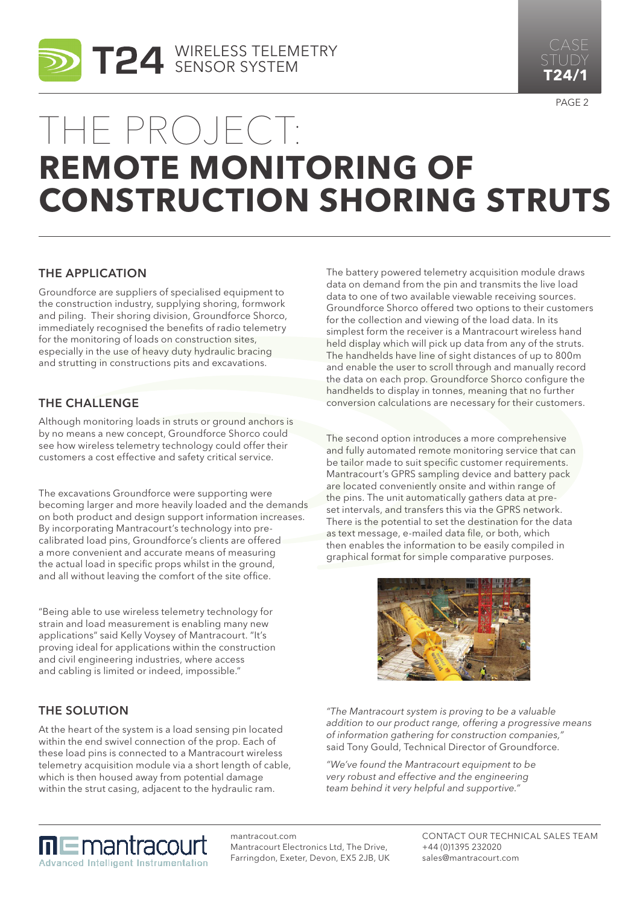# THE PROJECT:
# REMOTE MONITORING OF CONSTRUCTION SHORING STRUTS

## THE APPLICATION

Groundforce are suppliers of specialised equipment to the construction industry, supplying shoring, formwork and piling. Their shoring division, Groundforce Shorco, immediately recognised the benefits of radio telemetry for the monitoring of loads on construction sites, especially in the use of heavy duty hydraulic bracing and strutting in constructions pits and excavations.

## THE CHALLENGE

Although monitoring loads in struts or ground anchors is by no means a new concept, Groundforce Shorco could see how wireless telemetry technology could offer their customers a cost effective and safety critical service.

The excavations Groundforce were supporting were becoming larger and more heavily loaded and the demands on both product and design support information increases. By incorporating Mantracourt's technology into pre-calibrated load pins, Groundforce's clients are offered a more convenient and accurate means of measuring the actual load in specific props whilst in the ground, and all without leaving the comfort of the site office.

"Being able to use wireless telemetry technology for strain and load measurement is enabling many new applications" said Kelly Voysey of Mantracourt. "It's proving ideal for applications within the construction and civil engineering industries, where access and cabling is limited or indeed, impossible."

## THE SOLUTION

At the heart of the system is a load sensing pin located within the end swivel connection of the prop. Each of these load pins is connected to a Mantracourt wireless telemetry acquisition module via a short length of cable, which is then housed away from potential damage within the strut casing, adjacent to the hydraulic ram.

The battery powered telemetry acquisition module draws data on demand from the pin and transmits the live load data to one of two available viewable receiving sources. Groundforce Shorco offered two options to their customers for the collection and viewing of the load data. In its simplest form the receiver is a Mantracourt wireless hand held display which will pick up data from any of the struts. The handhelds have line of sight distances of up to 800m and enable the user to scroll through and manually record the data on each prop. Groundforce Shorco configure the handhelds to display in tonnes, meaning that no further conversion calculations are necessary for their customers.

The second option introduces a more comprehensive and fully automated remote monitoring service that can be tailor made to suit specific customer requirements. Mantracourt's GPRS sampling device and battery pack are located conveniently onsite and within range of the pins. The unit automatically gathers data at pre-set intervals, and transfers this via the GPRS network. There is the potential to set the destination for the data as text message, e-mailed data file, or both, which then enables the information to be easily compiled in graphical format for simple comparative purposes.

*"The Mantracourt system is proving to be a valuable addition to our product range, offering a progressive means of information gathering for construction companies,"* said Tony Gould, Technical Director of Groundforce.

*"We've found the Mantracourt equipment to be very robust and effective and the engineering team behind it very helpful and supportive."*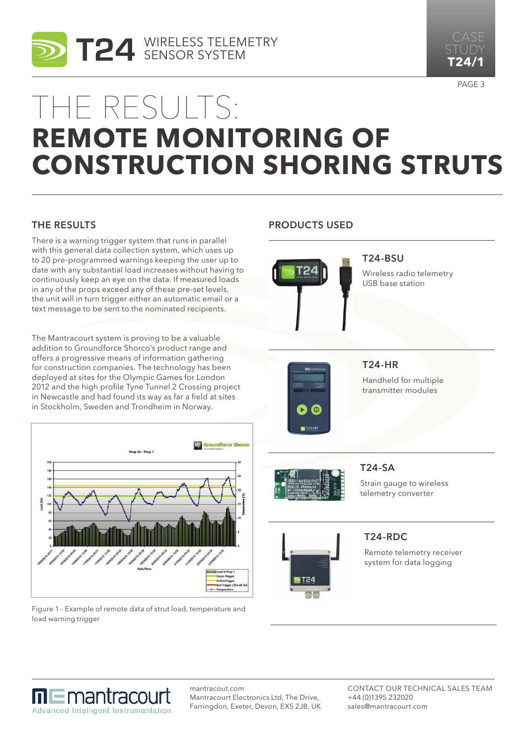# THE RESULTS:

# REMOTE MONITORING OF CONSTRUCTION SHORING STRUTS

## THE RESULTS

There is a warning trigger system that runs in parallel with this general data collection system, which uses up to 20 pre-programmed warnings keeping the user up to date with any substantial load increases without having to continuously keep an eye on the data. If measured loads in any of the props exceed any of these pre-set levels, the unit will in turn trigger either an automatic email or a text message to be sent to the nominated recipients.

The Mantracourt system is proving to be a valuable addition to Groundforce Shorco's product range and offers a progressive means of information gathering for construction companies. The technology has been deployed at sites for the Olympic Games for London 2012 and the high profile Tyne Tunnel 2 Crossing project in Newcastle and had found its way as far a field at sites in Stockholm, Sweden and Trondheim in Norway.

Groundforce Shorco

Prop ID - Prop 1

Load (kN)

Temperature (°C)

Date/Time

Load in Prop 1
Green Trigger
AmberTrigger
Red Trigger (384.68 kN)
Temperature

Figure 1 - Example of remote data of strut load, temperature and load warning trigger

## PRODUCTS USED

### T24-BSU

Wireless radio telemetry USB base station

### T24-HR

Handheld for multiple transmitter modules

### T24-SA

Strain gauge to wireless telemetry converter

### T24-RDC

Remote telemetry receiver system for data logging

mantracourt.com
Mantracourt Electronics Ltd, The Drive, Farringdon, Exeter, Devon, EX5 2JB, UK

CONTACT OUR TECHNICAL SALES TEAM
+44 (0)1395 232020
sales@mantracourt.com